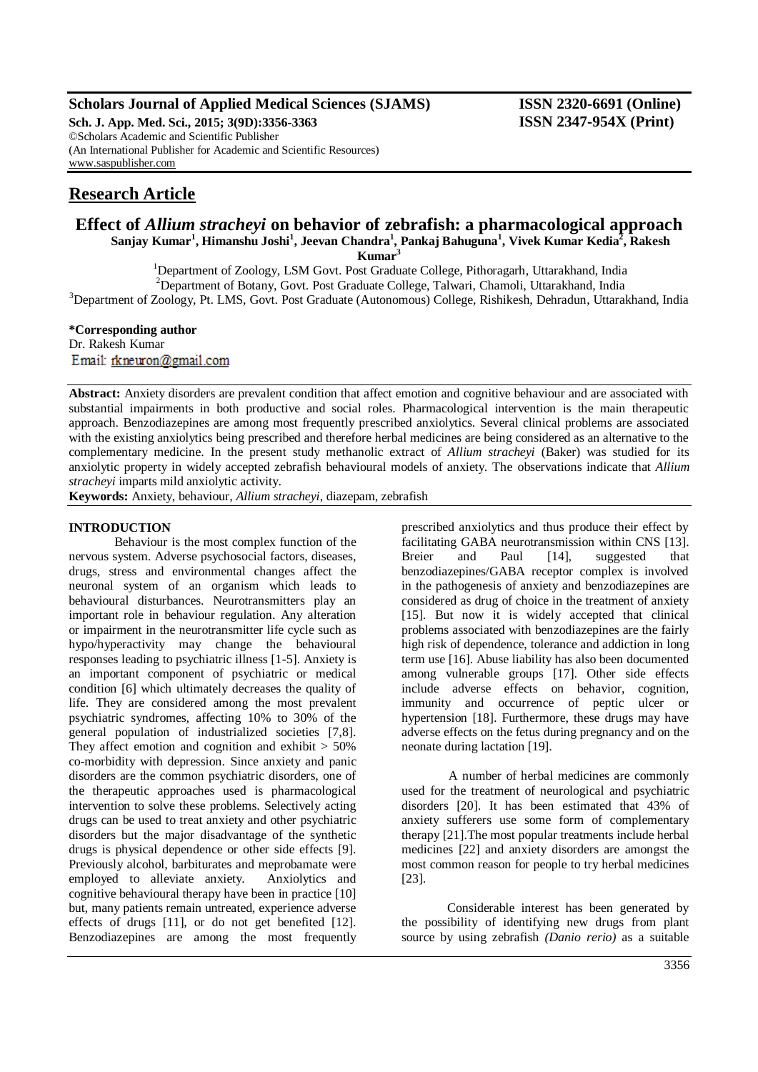## Research Article

# Effect of *Allium stracheyi* on behavior of zebrafish: a pharmacological approach

**Sanjay Kumar[1], Himanshu Joshi[1], Jeevan Chandra[1], Pankaj Bahuguna[1], Vivek Kumar Kedia[2], Rakesh Kumar[3]**

[1]Department of Zoology, LSM Govt. Post Graduate College, Pithoragarh, Uttarakhand, India

[2]Department of Botany, Govt. Post Graduate College, Talwari, Chamoli, Uttarakhand, India

[3]Department of Zoology, Pt. LMS, Govt. Post Graduate (Autonomous) College, Rishikesh, Dehradun, Uttarakhand, India

**\*Corresponding author**
Dr. Rakesh Kumar
Email: rkneuron@gmail.com

**Abstract:** Anxiety disorders are prevalent condition that affect emotion and cognitive behaviour and are associated with substantial impairments in both productive and social roles. Pharmacological intervention is the main therapeutic approach. Benzodiazepines are among most frequently prescribed anxiolytics. Several clinical problems are associated with the existing anxiolytics being prescribed and therefore herbal medicines are being considered as an alternative to the complementary medicine. In the present study methanolic extract of *Allium stracheyi* (Baker) was studied for its anxiolytic property in widely accepted zebrafish behavioural models of anxiety. The observations indicate that *Allium stracheyi* imparts mild anxiolytic activity.

**Keywords:** Anxiety, behaviour, *Allium stracheyi*, diazepam, zebrafish

## INTRODUCTION

Behaviour is the most complex function of the nervous system. Adverse psychosocial factors, diseases, drugs, stress and environmental changes affect the neuronal system of an organism which leads to behavioural disturbances. Neurotransmitters play an important role in behaviour regulation. Any alteration or impairment in the neurotransmitter life cycle such as hypo/hyperactivity may change the behavioural responses leading to psychiatric illness [1-5]. Anxiety is an important component of psychiatric or medical condition [6] which ultimately decreases the quality of life. They are considered among the most prevalent psychiatric syndromes, affecting 10% to 30% of the general population of industrialized societies [7,8]. They affect emotion and cognition and exhibit > 50% co-morbidity with depression. Since anxiety and panic disorders are the common psychiatric disorders, one of the therapeutic approaches used is pharmacological intervention to solve these problems. Selectively acting drugs can be used to treat anxiety and other psychiatric disorders but the major disadvantage of the synthetic drugs is physical dependence or other side effects [9]. Previously alcohol, barbiturates and meprobamate were employed to alleviate anxiety. Anxiolytics and cognitive behavioural therapy have been in practice [10] but, many patients remain untreated, experience adverse effects of drugs [11], or do not get benefited [12]. Benzodiazepines are among the most frequently prescribed anxiolytics and thus produce their effect by facilitating GABA neurotransmission within CNS [13]. Breier and Paul [14], suggested that benzodiazepines/GABA receptor complex is involved in the pathogenesis of anxiety and benzodiazepines are considered as drug of choice in the treatment of anxiety [15]. But now it is widely accepted that clinical problems associated with benzodiazepines are the fairly high risk of dependence, tolerance and addiction in long term use [16]. Abuse liability has also been documented among vulnerable groups [17]. Other side effects include adverse effects on behavior, cognition, immunity and occurrence of peptic ulcer or hypertension [18]. Furthermore, these drugs may have adverse effects on the fetus during pregnancy and on the neonate during lactation [19].

A number of herbal medicines are commonly used for the treatment of neurological and psychiatric disorders [20]. It has been estimated that 43% of anxiety sufferers use some form of complementary therapy [21].The most popular treatments include herbal medicines [22] and anxiety disorders are amongst the most common reason for people to try herbal medicines [23].

Considerable interest has been generated by the possibility of identifying new drugs from plant source by using zebrafish *(Danio rerio)* as a suitable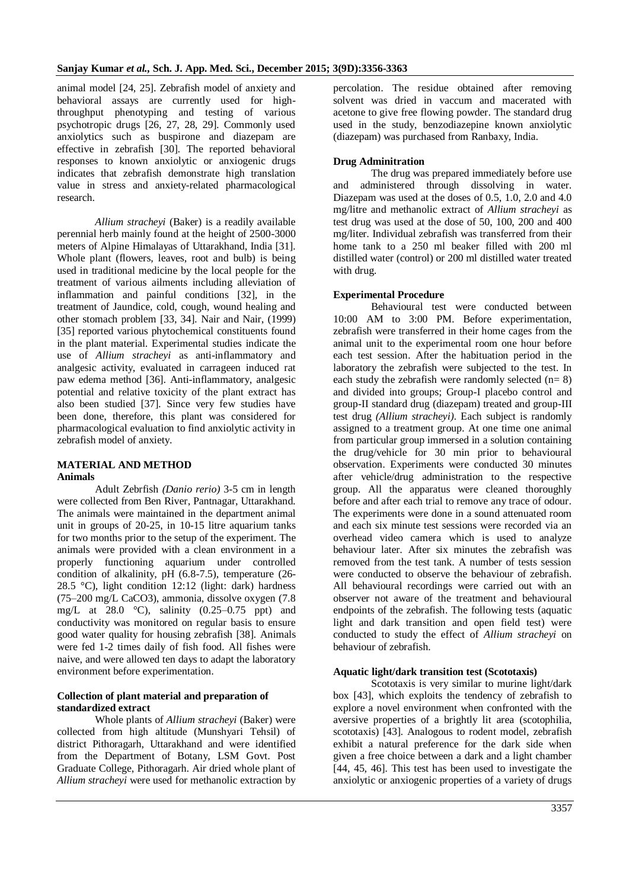animal model [24, 25]. Zebrafish model of anxiety and behavioral assays are currently used for high-throughput phenotyping and testing of various psychotropic drugs [26, 27, 28, 29]. Commonly used anxiolytics such as buspirone and diazepam are effective in zebrafish [30]. The reported behavioral responses to known anxiolytic or anxiogenic drugs indicates that zebrafish demonstrate high translation value in stress and anxiety-related pharmacological research.

*Allium stracheyi* (Baker) is a readily available perennial herb mainly found at the height of 2500-3000 meters of Alpine Himalayas of Uttarakhand, India [31]. Whole plant (flowers, leaves, root and bulb) is being used in traditional medicine by the local people for the treatment of various ailments including alleviation of inflammation and painful conditions [32], in the treatment of Jaundice, cold, cough, wound healing and other stomach problem [33, 34]. Nair and Nair, (1999) [35] reported various phytochemical constituents found in the plant material. Experimental studies indicate the use of *Allium stracheyi* as anti-inflammatory and analgesic activity, evaluated in carrageen induced rat paw edema method [36]. Anti-inflammatory, analgesic potential and relative toxicity of the plant extract has also been studied [37]. Since very few studies have been done, therefore, this plant was considered for pharmacological evaluation to find anxiolytic activity in zebrafish model of anxiety.

## MATERIAL AND METHOD

### Animals

Adult Zebrfish *(Danio rerio)* 3-5 cm in length were collected from Ben River, Pantnagar, Uttarakhand. The animals were maintained in the department animal unit in groups of 20-25, in 10-15 litre aquarium tanks for two months prior to the setup of the experiment. The animals were provided with a clean environment in a properly functioning aquarium under controlled condition of alkalinity, pH (6.8-7.5), temperature (26-28.5 °C), light condition 12:12 (light: dark) hardness (75–200 mg/L $CaCO_3$), ammonia, dissolve oxygen (7.8 mg/L at 28.0 °C), salinity (0.25–0.75 ppt) and conductivity was monitored on regular basis to ensure good water quality for housing zebrafish [38]. Animals were fed 1-2 times daily of fish food. All fishes were naive, and were allowed ten days to adapt the laboratory environment before experimentation.

### Collection of plant material and preparation of standardized extract

Whole plants of *Allium stracheyi* (Baker) were collected from high altitude (Munshyari Tehsil) of district Pithoragarh, Uttarakhand and were identified from the Department of Botany, LSM Govt. Post Graduate College, Pithoragarh. Air dried whole plant of *Allium stracheyi* were used for methanolic extraction by percolation. The residue obtained after removing solvent was dried in vaccum and macerated with acetone to give free flowing powder. The standard drug used in the study, benzodiazepine known anxiolytic (diazepam) was purchased from Ranbaxy, India.

### Drug Adminitration

The drug was prepared immediately before use and administered through dissolving in water. Diazepam was used at the doses of 0.5, 1.0, 2.0 and 4.0 mg/litre and methanolic extract of *Allium stracheyi* as test drug was used at the dose of 50, 100, 200 and 400 mg/liter. Individual zebrafish was transferred from their home tank to a 250 ml beaker filled with 200 ml distilled water (control) or 200 ml distilled water treated with drug.

### Experimental Procedure

Behavioural test were conducted between 10:00 AM to 3:00 PM. Before experimentation, zebrafish were transferred in their home cages from the animal unit to the experimental room one hour before each test session. After the habituation period in the laboratory the zebrafish were subjected to the test. In each study the zebrafish were randomly selected (n= 8) and divided into groups; Group-I placebo control and group-II standard drug (diazepam) treated and group-III test drug *(Allium stracheyi)*. Each subject is randomly assigned to a treatment group. At one time one animal from particular group immersed in a solution containing the drug/vehicle for 30 min prior to behavioural observation. Experiments were conducted 30 minutes after vehicle/drug administration to the respective group. All the apparatus were cleaned thoroughly before and after each trial to remove any trace of odour. The experiments were done in a sound attenuated room and each six minute test sessions were recorded via an overhead video camera which is used to analyze behaviour later. After six minutes the zebrafish was removed from the test tank. A number of tests session were conducted to observe the behaviour of zebrafish. All behavioural recordings were carried out with an observer not aware of the treatment and behavioural endpoints of the zebrafish. The following tests (aquatic light and dark transition and open field test) were conducted to study the effect of *Allium stracheyi* on behaviour of zebrafish.

### Aquatic light/dark transition test (Scototaxis)

Scototaxis is very similar to murine light/dark box [43], which exploits the tendency of zebrafish to explore a novel environment when confronted with the aversive properties of a brightly lit area (scotophilia, scototaxis) [43]. Analogous to rodent model, zebrafish exhibit a natural preference for the dark side when given a free choice between a dark and a light chamber [44, 45, 46]. This test has been used to investigate the anxiolytic or anxiogenic properties of a variety of drugs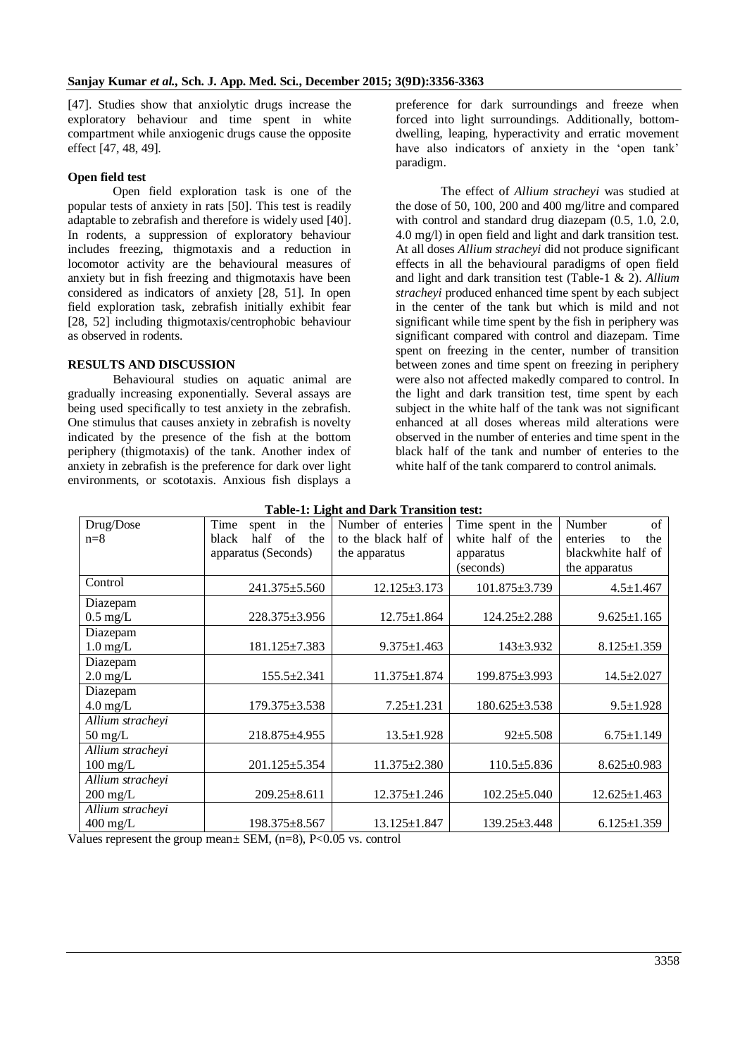[47]. Studies show that anxiolytic drugs increase the exploratory behaviour and time spent in white compartment while anxiogenic drugs cause the opposite effect [47, 48, 49].

**Open field test**

Open field exploration task is one of the popular tests of anxiety in rats [50]. This test is readily adaptable to zebrafish and therefore is widely used [40]. In rodents, a suppression of exploratory behaviour includes freezing, thigmotaxis and a reduction in locomotor activity are the behavioural measures of anxiety but in fish freezing and thigmotaxis have been considered as indicators of anxiety [28, 51]. In open field exploration task, zebrafish initially exhibit fear [28, 52] including thigmotaxis/centrophobic behaviour as observed in rodents.

## RESULTS AND DISCUSSION

Behavioural studies on aquatic animal are gradually increasing exponentially. Several assays are being used specifically to test anxiety in the zebrafish. One stimulus that causes anxiety in zebrafish is novelty indicated by the presence of the fish at the bottom periphery (thigmotaxis) of the tank. Another index of anxiety in zebrafish is the preference for dark over light environments, or scototaxis. Anxious fish displays a preference for dark surroundings and freeze when forced into light surroundings. Additionally, bottom-dwelling, leaping, hyperactivity and erratic movement have also indicators of anxiety in the 'open tank' paradigm.

The effect of *Allium stracheyi* was studied at the dose of 50, 100, 200 and 400 mg/litre and compared with control and standard drug diazepam (0.5, 1.0, 2.0, 4.0 mg/l) in open field and light and dark transition test. At all doses *Allium stracheyi* did not produce significant effects in all the behavioural paradigms of open field and light and dark transition test (Table-1 & 2). *Allium stracheyi* produced enhanced time spent by each subject in the center of the tank but which is mild and not significant while time spent by the fish in periphery was significant compared with control and diazepam. Time spent on freezing in the center, number of transition between zones and time spent on freezing in periphery were also not affected makedly compared to control. In the light and dark transition test, time spent by each subject in the white half of the tank was not significant enhanced at all doses whereas mild alterations were observed in the number of enteries and time spent in the black half of the tank and number of enteries to the white half of the tank comparerd to control animals.

**Table-1: Light and Dark Transition test:**

| Drug/Dose n=8 | Time spent in the black half of the apparatus (Seconds) | Number of enteries to the black half of the apparatus | Time spent in the white half of the apparatus (seconds) | Number of enteries to the blackwhite half of the apparatus |
|---|---|---|---|---|
| Control | 241.375±5.560 | 12.125±3.173 | 101.875±3.739 | 4.5±1.467 |
| Diazepam 0.5 mg/L | 228.375±3.956 | 12.75±1.864 | 124.25±2.288 | 9.625±1.165 |
| Diazepam 1.0 mg/L | 181.125±7.383 | 9.375±1.463 | 143±3.932 | 8.125±1.359 |
| Diazepam 2.0 mg/L | 155.5±2.341 | 11.375±1.874 | 199.875±3.993 | 14.5±2.027 |
| Diazepam 4.0 mg/L | 179.375±3.538 | 7.25±1.231 | 180.625±3.538 | 9.5±1.928 |
| *Allium stracheyi* 50 mg/L | 218.875±4.955 | 13.5±1.928 | 92±5.508 | 6.75±1.149 |
| *Allium stracheyi* 100 mg/L | 201.125±5.354 | 11.375±2.380 | 110.5±5.836 | 8.625±0.983 |
| *Allium stracheyi* 200 mg/L | 209.25±8.611 | 12.375±1.246 | 102.25±5.040 | 12.625±1.463 |
| *Allium stracheyi* 400 mg/L | 198.375±8.567 | 13.125±1.847 | 139.25±3.448 | 6.125±1.359 |

Values represent the group mean± SEM, (n=8), $P<0.05$ vs. control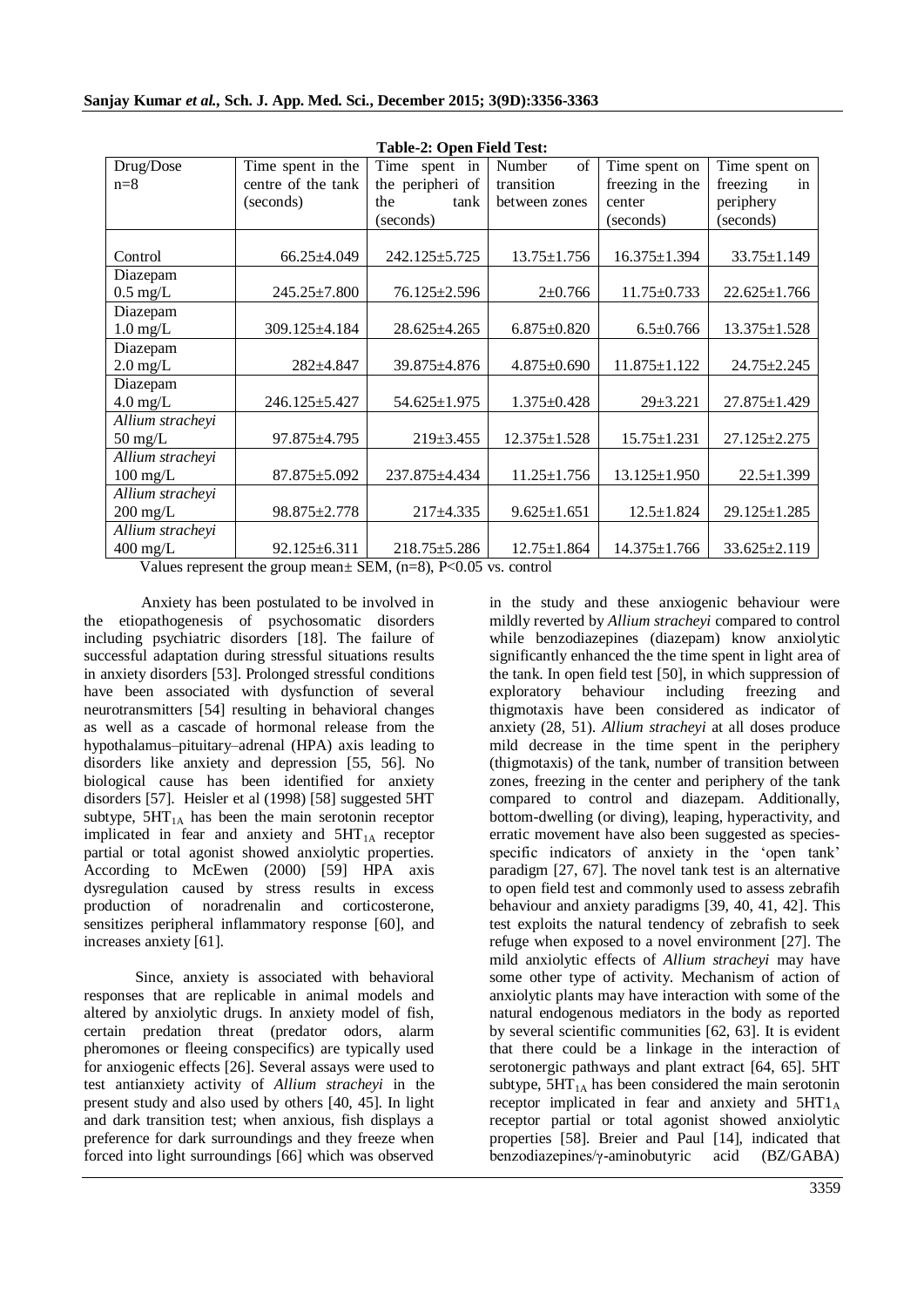**Table-2: Open Field Test:**

| Drug/Dose n=8 | Time spent in the centre of the tank (seconds) | Time spent in the peripheri of the tank (seconds) | Number of transition between zones | Time spent on freezing in the center (seconds) | Time spent on freezing in periphery (seconds) |
|---|---|---|---|---|---|
| Control | 66.25±4.049 | 242.125±5.725 | 13.75±1.756 | 16.375±1.394 | 33.75±1.149 |
| Diazepam 0.5 mg/L | 245.25±7.800 | 76.125±2.596 | 2±0.766 | 11.75±0.733 | 22.625±1.766 |
| Diazepam 1.0 mg/L | 309.125±4.184 | 28.625±4.265 | 6.875±0.820 | 6.5±0.766 | 13.375±1.528 |
| Diazepam 2.0 mg/L | 282±4.847 | 39.875±4.876 | 4.875±0.690 | 11.875±1.122 | 24.75±2.245 |
| Diazepam 4.0 mg/L | 246.125±5.427 | 54.625±1.975 | 1.375±0.428 | 29±3.221 | 27.875±1.429 |
| *Allium stracheyi* 50 mg/L | 97.875±4.795 | 219±3.455 | 12.375±1.528 | 15.75±1.231 | 27.125±2.275 |
| *Allium stracheyi* 100 mg/L | 87.875±5.092 | 237.875±4.434 | 11.25±1.756 | 13.125±1.950 | 22.5±1.399 |
| *Allium stracheyi* 200 mg/L | 98.875±2.778 | 217±4.335 | 9.625±1.651 | 12.5±1.824 | 29.125±1.285 |
| *Allium stracheyi* 400 mg/L | 92.125±6.311 | 218.75±5.286 | 12.75±1.864 | 14.375±1.766 | 33.625±2.119 |

Values represent the group mean± SEM, (n=8), P<0.05 vs. control

Anxiety has been postulated to be involved in the etiopathogenesis of psychosomatic disorders including psychiatric disorders [18]. The failure of successful adaptation during stressful situations results in anxiety disorders [53]. Prolonged stressful conditions have been associated with dysfunction of several neurotransmitters [54] resulting in behavioral changes as well as a cascade of hormonal release from the hypothalamus–pituitary–adrenal (HPA) axis leading to disorders like anxiety and depression [55, 56]. No biological cause has been identified for anxiety disorders [57]. Heisler et al (1998) [58] suggested 5HT subtype, $5HT_{1A}$ has been the main serotonin receptor implicated in fear and anxiety and $5HT_{1A}$ receptor partial or total agonist showed anxiolytic properties. According to McEwen (2000) [59] HPA axis dysregulation caused by stress results in excess production of noradrenalin and corticosterone, sensitizes peripheral inflammatory response [60], and increases anxiety [61].

Since, anxiety is associated with behavioral responses that are replicable in animal models and altered by anxiolytic drugs. In anxiety model of fish, certain predation threat (predator odors, alarm pheromones or fleeing conspecifics) are typically used for anxiogenic effects [26]. Several assays were used to test antianxiety activity of *Allium stracheyi* in the present study and also used by others [40, 45]. In light and dark transition test; when anxious, fish displays a preference for dark surroundings and they freeze when forced into light surroundings [66] which was observed in the study and these anxiogenic behaviour were mildly reverted by *Allium stracheyi* compared to control while benzodiazepines (diazepam) know anxiolytic significantly enhanced the the time spent in light area of the tank. In open field test [50], in which suppression of exploratory behaviour including freezing and thigmotaxis have been considered as indicator of anxiety (28, 51). *Allium stracheyi* at all doses produce mild decrease in the time spent in the periphery (thigmotaxis) of the tank, number of transition between zones, freezing in the center and periphery of the tank compared to control and diazepam. Additionally, bottom-dwelling (or diving), leaping, hyperactivity, and erratic movement have also been suggested as species-specific indicators of anxiety in the 'open tank' paradigm [27, 67]. The novel tank test is an alternative to open field test and commonly used to assess zebrafih behaviour and anxiety paradigms [39, 40, 41, 42]. This test exploits the natural tendency of zebrafish to seek refuge when exposed to a novel environment [27]. The mild anxiolytic effects of *Allium stracheyi* may have some other type of activity. Mechanism of action of anxiolytic plants may have interaction with some of the natural endogenous mediators in the body as reported by several scientific communities [62, 63]. It is evident that there could be a linkage in the interaction of serotonergic pathways and plant extract [64, 65]. 5HT subtype, $5HT_{1A}$ has been considered the main serotonin receptor implicated in fear and anxiety and $5HT1_A$ receptor partial or total agonist showed anxiolytic properties [58]. Breier and Paul [14], indicated that benzodiazepines/γ-aminobutyric acid (BZ/GABA)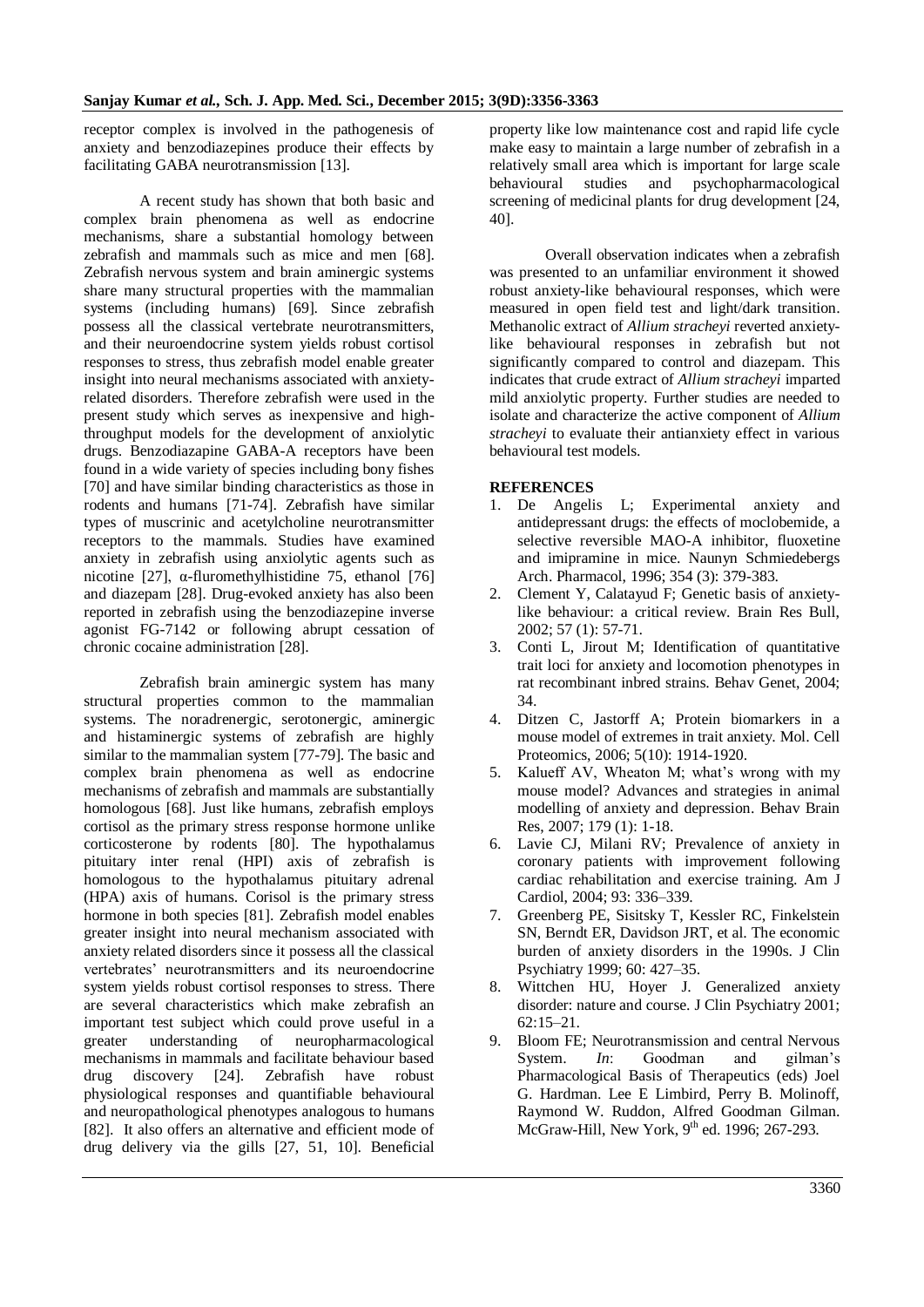receptor complex is involved in the pathogenesis of anxiety and benzodiazepines produce their effects by facilitating GABA neurotransmission [13].

A recent study has shown that both basic and complex brain phenomena as well as endocrine mechanisms, share a substantial homology between zebrafish and mammals such as mice and men [68]. Zebrafish nervous system and brain aminergic systems share many structural properties with the mammalian systems (including humans) [69]. Since zebrafish possess all the classical vertebrate neurotransmitters, and their neuroendocrine system yields robust cortisol responses to stress, thus zebrafish model enable greater insight into neural mechanisms associated with anxiety-related disorders. Therefore zebrafish were used in the present study which serves as inexpensive and high-throughput models for the development of anxiolytic drugs. Benzodiazapine GABA-A receptors have been found in a wide variety of species including bony fishes [70] and have similar binding characteristics as those in rodents and humans [71-74]. Zebrafish have similar types of muscrinic and acetylcholine neurotransmitter receptors to the mammals. Studies have examined anxiety in zebrafish using anxiolytic agents such as nicotine [27], α-fluromethylhistidine 75, ethanol [76] and diazepam [28]. Drug-evoked anxiety has also been reported in zebrafish using the benzodiazepine inverse agonist FG-7142 or following abrupt cessation of chronic cocaine administration [28].

Zebrafish brain aminergic system has many structural properties common to the mammalian systems. The noradrenergic, serotonergic, aminergic and histaminergic systems of zebrafish are highly similar to the mammalian system [77-79]. The basic and complex brain phenomena as well as endocrine mechanisms of zebrafish and mammals are substantially homologous [68]. Just like humans, zebrafish employs cortisol as the primary stress response hormone unlike corticosterone by rodents [80]. The hypothalamus pituitary inter renal (HPI) axis of zebrafish is homologous to the hypothalamus pituitary adrenal (HPA) axis of humans. Corisol is the primary stress hormone in both species [81]. Zebrafish model enables greater insight into neural mechanism associated with anxiety related disorders since it possess all the classical vertebrates' neurotransmitters and its neuroendocrine system yields robust cortisol responses to stress. There are several characteristics which make zebrafish an important test subject which could prove useful in a greater understanding of neuropharmacological mechanisms in mammals and facilitate behaviour based drug discovery [24]. Zebrafish have robust physiological responses and quantifiable behavioural and neuropathological phenotypes analogous to humans [82]. It also offers an alternative and efficient mode of drug delivery via the gills [27, 51, 10]. Beneficial property like low maintenance cost and rapid life cycle make easy to maintain a large number of zebrafish in a relatively small area which is important for large scale behavioural studies and psychopharmacological screening of medicinal plants for drug development [24, 40].

Overall observation indicates when a zebrafish was presented to an unfamiliar environment it showed robust anxiety-like behavioural responses, which were measured in open field test and light/dark transition. Methanolic extract of *Allium stracheyi* reverted anxiety-like behavioural responses in zebrafish but not significantly compared to control and diazepam. This indicates that crude extract of *Allium stracheyi* imparted mild anxiolytic property. Further studies are needed to isolate and characterize the active component of *Allium stracheyi* to evaluate their antianxiety effect in various behavioural test models.

## REFERENCES

1. De Angelis L; Experimental anxiety and antidepressant drugs: the effects of moclobemide, a selective reversible MAO-A inhibitor, fluoxetine and imipramine in mice. Naunyn Schmiedebergs Arch. Pharmacol, 1996; 354 (3): 379-383.
2. Clement Y, Calatayud F; Genetic basis of anxiety-like behaviour: a critical review. Brain Res Bull, 2002; 57 (1): 57-71.
3. Conti L, Jirout M; Identification of quantitative trait loci for anxiety and locomotion phenotypes in rat recombinant inbred strains. Behav Genet, 2004; 34.
4. Ditzen C, Jastorff A; Protein biomarkers in a mouse model of extremes in trait anxiety. Mol. Cell Proteomics, 2006; 5(10): 1914-1920.
5. Kalueff AV, Wheaton M; what's wrong with my mouse model? Advances and strategies in animal modelling of anxiety and depression. Behav Brain Res, 2007; 179 (1): 1-18.
6. Lavie CJ, Milani RV; Prevalence of anxiety in coronary patients with improvement following cardiac rehabilitation and exercise training. Am J Cardiol, 2004; 93: 336–339.
7. Greenberg PE, Sisitsky T, Kessler RC, Finkelstein SN, Berndt ER, Davidson JRT, et al. The economic burden of anxiety disorders in the 1990s. J Clin Psychiatry 1999; 60: 427–35.
8. Wittchen HU, Hoyer J. Generalized anxiety disorder: nature and course. J Clin Psychiatry 2001; 62:15–21.
9. Bloom FE; Neurotransmission and central Nervous System. *In*: Goodman and gilman's Pharmacological Basis of Therapeutics (eds) Joel G. Hardman. Lee E Limbird, Perry B. Molinoff, Raymond W. Ruddon, Alfred Goodman Gilman. McGraw-Hill, New York, 9th ed. 1996; 267-293.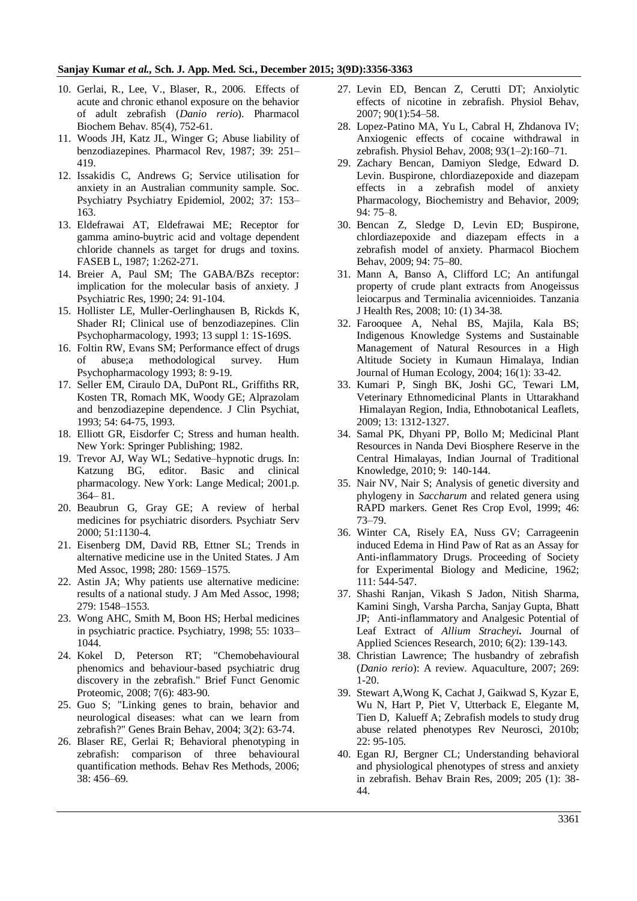10. Gerlai, R., Lee, V., Blaser, R., 2006. Effects of acute and chronic ethanol exposure on the behavior of adult zebrafish (*Danio rerio*). Pharmacol Biochem Behav. 85(4), 752-61.
11. Woods JH, Katz JL, Winger G; Abuse liability of benzodiazepines. Pharmacol Rev, 1987; 39: 251–419.
12. Issakidis C, Andrews G; Service utilisation for anxiety in an Australian community sample. Soc. Psychiatry Psychiatry Epidemiol, 2002; 37: 153–163.
13. Eldefrawai AT, Eldefrawai ME; Receptor for gamma amino-buytric acid and voltage dependent chloride channels as target for drugs and toxins. FASEB L, 1987; 1:262-271.
14. Breier A, Paul SM; The GABA/BZs receptor: implication for the molecular basis of anxiety. J Psychiatric Res, 1990; 24: 91-104.
15. Hollister LE, Muller-Oerlinghausen B, Rickds K, Shader RI; Clinical use of benzodiazepines. Clin Psychopharmacology, 1993; 13 suppl 1: 1S-169S.
16. Foltin RW, Evans SM; Performance effect of drugs of abuse;a methodological survey. Hum Psychopharmacology 1993; 8: 9-19.
17. Seller EM, Ciraulo DA, DuPont RL, Griffiths RR, Kosten TR, Romach MK, Woody GE; Alprazolam and benzodiazepine dependence. J Clin Psychiat, 1993; 54: 64-75, 1993.
18. Elliott GR, Eisdorfer C; Stress and human health. New York: Springer Publishing; 1982.
19. Trevor AJ, Way WL; Sedative–hypnotic drugs. In: Katzung BG, editor. Basic and clinical pharmacology. New York: Lange Medical; 2001.p. 364– 81.
20. Beaubrun G, Gray GE; A review of herbal medicines for psychiatric disorders. Psychiatr Serv 2000; 51:1130-4.
21. Eisenberg DM, David RB, Ettner SL; Trends in alternative medicine use in the United States. J Am Med Assoc, 1998; 280: 1569–1575.
22. Astin JA; Why patients use alternative medicine: results of a national study. J Am Med Assoc, 1998; 279: 1548–1553.
23. Wong AHC, Smith M, Boon HS; Herbal medicines in psychiatric practice. Psychiatry, 1998; 55: 1033–1044.
24. Kokel D, Peterson RT; "Chemobehavioural phenomics and behaviour-based psychiatric drug discovery in the zebrafish." Brief Funct Genomic Proteomic, 2008; 7(6): 483-90.
25. Guo S; "Linking genes to brain, behavior and neurological diseases: what can we learn from zebrafish?" Genes Brain Behav, 2004; 3(2): 63-74.
26. Blaser RE, Gerlai R; Behavioral phenotyping in zebrafish: comparison of three behavioural quantification methods. Behav Res Methods, 2006; 38: 456–69.
27. Levin ED, Bencan Z, Cerutti DT; Anxiolytic effects of nicotine in zebrafish. Physiol Behav, 2007; 90(1):54–58.
28. Lopez-Patino MA, Yu L, Cabral H, Zhdanova IV; Anxiogenic effects of cocaine withdrawal in zebrafish. Physiol Behav, 2008; 93(1–2):160–71.
29. Zachary Bencan, Damiyon Sledge, Edward D. Levin. Buspirone, chlordiazepoxide and diazepam effects in a zebrafish model of anxiety Pharmacology, Biochemistry and Behavior, 2009; 94: 75–8.
30. Bencan Z, Sledge D, Levin ED; Buspirone, chlordiazepoxide and diazepam effects in a zebrafish model of anxiety. Pharmacol Biochem Behav, 2009; 94: 75–80.
31. Mann A, Banso A, Clifford LC; An antifungal property of crude plant extracts from Anogeissus leiocarpus and Terminalia avicennioides. Tanzania J Health Res, 2008; 10: (1) 34-38.
32. Farooquee A, Nehal BS, Majila, Kala BS; Indigenous Knowledge Systems and Sustainable Management of Natural Resources in a High Altitude Society in Kumaun Himalaya, Indian Journal of Human Ecology, 2004; 16(1): 33-42.
33. Kumari P, Singh BK, Joshi GC, Tewari LM, Veterinary Ethnomedicinal Plants in Uttarakhand Himalayan Region, India, Ethnobotanical Leaflets, 2009; 13: 1312-1327.
34. Samal PK, Dhyani PP, Bollo M; Medicinal Plant Resources in Nanda Devi Biosphere Reserve in the Central Himalayas, Indian Journal of Traditional Knowledge, 2010; 9: 140-144.
35. Nair NV, Nair S; Analysis of genetic diversity and phylogeny in *Saccharum* and related genera using RAPD markers. Genet Res Crop Evol, 1999; 46: 73–79.
36. Winter CA, Risely EA, Nuss GV; Carrageenin induced Edema in Hind Paw of Rat as an Assay for Anti-inflammatory Drugs. Proceeding of Society for Experimental Biology and Medicine, 1962; 111: 544-547.
37. Shashi Ranjan, Vikash S Jadon, Nitish Sharma, Kamini Singh, Varsha Parcha, Sanjay Gupta, Bhatt JP; Anti-inflammatory and Analgesic Potential of Leaf Extract of ***Allium Stracheyi*.** Journal of Applied Sciences Research, 2010; 6(2): 139-143.
38. Christian Lawrence; The husbandry of zebrafish (*Danio rerio*): A review. Aquaculture, 2007; 269: 1-20.
39. Stewart A,Wong K, Cachat J, Gaikwad S, Kyzar E, Wu N, Hart P, Piet V, Utterback E, Elegante M, Tien D, Kalueff A; Zebrafish models to study drug abuse related phenotypes Rev Neurosci, 2010b; 22: 95-105.
40. Egan RJ, Bergner CL; Understanding behavioral and physiological phenotypes of stress and anxiety in zebrafish. Behav Brain Res, 2009; 205 (1): 38-44.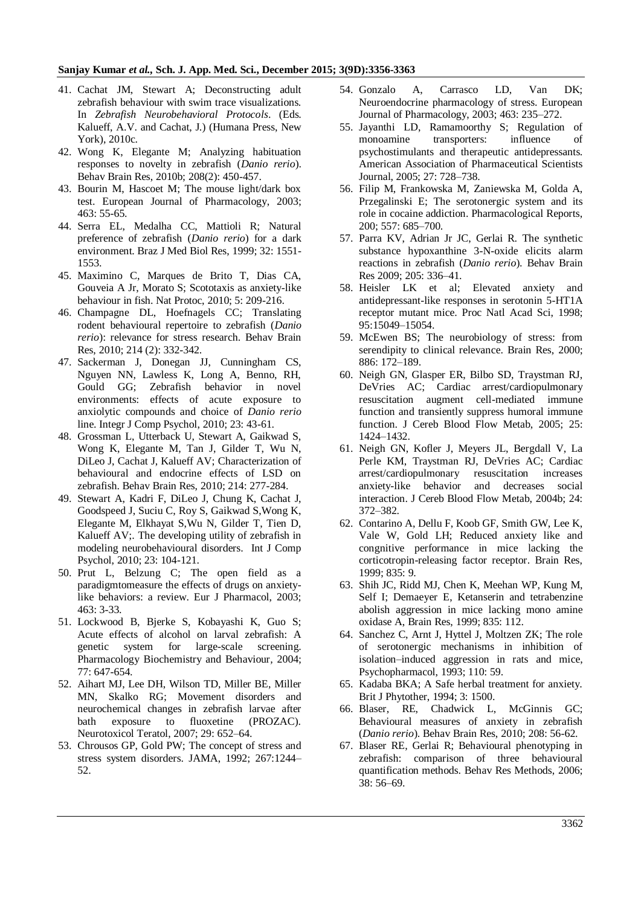41. Cachat JM, Stewart A; Deconstructing adult zebrafish behaviour with swim trace visualizations. In *Zebrafish Neurobehavioral Protocols*. (Eds. Kalueff, A.V. and Cachat, J.) (Humana Press, New York), 2010c.
42. Wong K, Elegante M; Analyzing habituation responses to novelty in zebrafish (*Danio rerio*). Behav Brain Res, 2010b; 208(2): 450-457.
43. Bourin M, Hascoet M; The mouse light/dark box test. European Journal of Pharmacology, 2003; 463: 55-65.
44. Serra EL, Medalha CC, Mattioli R; Natural preference of zebrafish (*Danio rerio*) for a dark environment. Braz J Med Biol Res, 1999; 32: 1551-1553.
45. Maximino C, Marques de Brito T, Dias CA, Gouveia A Jr, Morato S; Scototaxis as anxiety-like behaviour in fish. Nat Protoc, 2010; 5: 209-216.
46. Champagne DL, Hoefnagels CC; Translating rodent behavioural repertoire to zebrafish (*Danio rerio*): relevance for stress research. Behav Brain Res, 2010; 214 (2): 332-342.
47. Sackerman J, Donegan JJ, Cunningham CS, Nguyen NN, Lawless K, Long A, Benno, RH, Gould GG; Zebrafish behavior in novel environments: effects of acute exposure to anxiolytic compounds and choice of *Danio rerio* line. Integr J Comp Psychol, 2010; 23: 43-61.
48. Grossman L, Utterback U, Stewart A, Gaikwad S, Wong K, Elegante M, Tan J, Gilder T, Wu N, DiLeo J, Cachat J, Kalueff AV; Characterization of behavioural and endocrine effects of LSD on zebrafish. Behav Brain Res, 2010; 214: 277-284.
49. Stewart A, Kadri F, DiLeo J, Chung K, Cachat J, Goodspeed J, Suciu C, Roy S, Gaikwad S,Wong K, Elegante M, Elkhayat S,Wu N, Gilder T, Tien D, Kalueff AV;. The developing utility of zebrafish in modeling neurobehavioural disorders. Int J Comp Psychol, 2010; 23: 104-121.
50. Prut L, Belzung C; The open field as a paradigmtomeasure the effects of drugs on anxiety-like behaviors: a review. Eur J Pharmacol, 2003; 463: 3-33.
51. Lockwood B, Bjerke S, Kobayashi K, Guo S; Acute effects of alcohol on larval zebrafish: A genetic system for large-scale screening. Pharmacology Biochemistry and Behaviour, 2004; 77: 647-654.
52. Aihart MJ, Lee DH, Wilson TD, Miller BE, Miller MN, Skalko RG; Movement disorders and neurochemical changes in zebrafish larvae after bath exposure to fluoxetine (PROZAC). Neurotoxicol Teratol, 2007; 29: 652–64.
53. Chrousos GP, Gold PW; The concept of stress and stress system disorders. JAMA, 1992; 267:1244–52.
54. Gonzalo A, Carrasco LD, Van DK; Neuroendocrine pharmacology of stress. European Journal of Pharmacology, 2003; 463: 235–272.
55. Jayanthi LD, Ramamoorthy S; Regulation of monoamine transporters: influence of psychostimulants and therapeutic antidepressants. American Association of Pharmaceutical Scientists Journal, 2005; 27: 728–738.
56. Filip M, Frankowska M, Zaniewska M, Golda A, Przegalinski E; The serotonergic system and its role in cocaine addiction. Pharmacological Reports, 200; 557: 685–700.
57. Parra KV, Adrian Jr JC, Gerlai R. The synthetic substance hypoxanthine 3-N-oxide elicits alarm reactions in zebrafish (*Danio rerio*). Behav Brain Res 2009; 205: 336–41.
58. Heisler LK et al; Elevated anxiety and antidepressant-like responses in serotonin 5-HT1A receptor mutant mice. Proc Natl Acad Sci, 1998; 95:15049–15054.
59. McEwen BS; The neurobiology of stress: from serendipity to clinical relevance. Brain Res, 2000; 886: 172–189.
60. Neigh GN, Glasper ER, Bilbo SD, Traystman RJ, DeVries AC; Cardiac arrest/cardiopulmonary resuscitation augment cell-mediated immune function and transiently suppress humoral immune function. J Cereb Blood Flow Metab, 2005; 25: 1424–1432.
61. Neigh GN, Kofler J, Meyers JL, Bergdall V, La Perle KM, Traystman RJ, DeVries AC; Cardiac arrest/cardiopulmonary resuscitation increases anxiety-like behavior and decreases social interaction. J Cereb Blood Flow Metab, 2004b; 24: 372–382.
62. Contarino A, Dellu F, Koob GF, Smith GW, Lee K, Vale W, Gold LH; Reduced anxiety like and congnitive performance in mice lacking the corticotropin-releasing factor receptor. Brain Res, 1999; 835: 9.
63. Shih JC, Ridd MJ, Chen K, Meehan WP, Kung M, Self I; Demaeyer E, Ketanserin and tetrabenzine abolish aggression in mice lacking mono amine oxidase A, Brain Res, 1999; 835: 112.
64. Sanchez C, Arnt J, Hyttel J, Moltzen ZK; The role of serotonergic mechanisms in inhibition of isolation–induced aggression in rats and mice, Psychopharmacol, 1993; 110: 59.
65. Kadaba BKA; A Safe herbal treatment for anxiety. Brit J Phytother, 1994; 3: 1500.
66. Blaser, RE, Chadwick L, McGinnis GC; Behavioural measures of anxiety in zebrafish (*Danio rerio*). Behav Brain Res, 2010; 208: 56-62.
67. Blaser RE, Gerlai R; Behavioural phenotyping in zebrafish: comparison of three behavioural quantification methods. Behav Res Methods, 2006; 38: 56–69.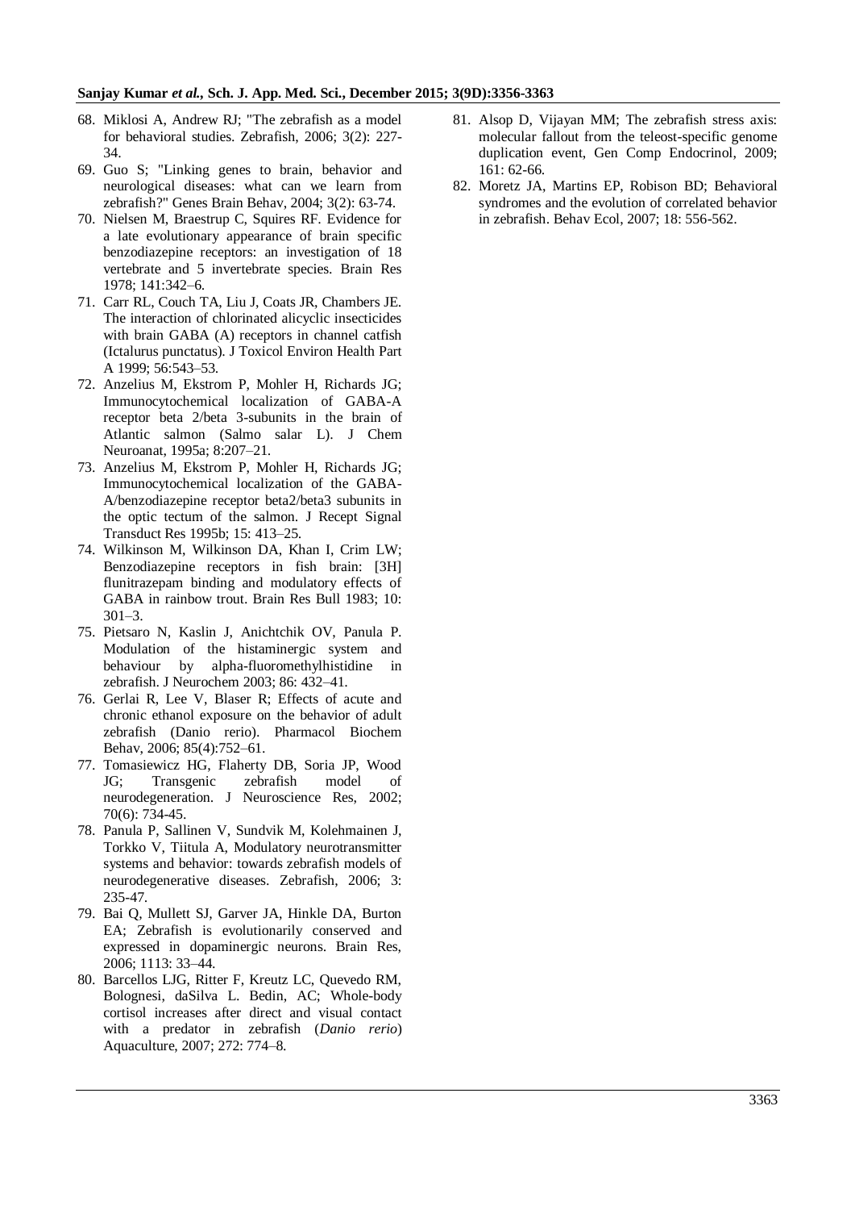68. Miklosi A, Andrew RJ; "The zebrafish as a model for behavioral studies. Zebrafish, 2006; 3(2): 227-34.
69. Guo S; "Linking genes to brain, behavior and neurological diseases: what can we learn from zebrafish?" Genes Brain Behav, 2004; 3(2): 63-74.
70. Nielsen M, Braestrup C, Squires RF. Evidence for a late evolutionary appearance of brain specific benzodiazepine receptors: an investigation of 18 vertebrate and 5 invertebrate species. Brain Res 1978; 141:342–6.
71. Carr RL, Couch TA, Liu J, Coats JR, Chambers JE. The interaction of chlorinated alicyclic insecticides with brain GABA (A) receptors in channel catfish (Ictalurus punctatus). J Toxicol Environ Health Part A 1999; 56:543–53.
72. Anzelius M, Ekstrom P, Mohler H, Richards JG; Immunocytochemical localization of GABA-A receptor beta 2/beta 3-subunits in the brain of Atlantic salmon (Salmo salar L). J Chem Neuroanat, 1995a; 8:207–21.
73. Anzelius M, Ekstrom P, Mohler H, Richards JG; Immunocytochemical localization of the GABA-A/benzodiazepine receptor beta2/beta3 subunits in the optic tectum of the salmon. J Recept Signal Transduct Res 1995b; 15: 413–25.
74. Wilkinson M, Wilkinson DA, Khan I, Crim LW; Benzodiazepine receptors in fish brain: [3H] flunitrazepam binding and modulatory effects of GABA in rainbow trout. Brain Res Bull 1983; 10: 301–3.
75. Pietsaro N, Kaslin J, Anichtchik OV, Panula P. Modulation of the histaminergic system and behaviour by alpha-fluoromethylhistidine in zebrafish. J Neurochem 2003; 86: 432–41.
76. Gerlai R, Lee V, Blaser R; Effects of acute and chronic ethanol exposure on the behavior of adult zebrafish (Danio rerio). Pharmacol Biochem Behav, 2006; 85(4):752–61.
77. Tomasiewicz HG, Flaherty DB, Soria JP, Wood JG; Transgenic zebrafish model of neurodegeneration. J Neuroscience Res, 2002; 70(6): 734-45.
78. Panula P, Sallinen V, Sundvik M, Kolehmainen J, Torkko V, Tiitula A, Modulatory neurotransmitter systems and behavior: towards zebrafish models of neurodegenerative diseases. Zebrafish, 2006; 3: 235-47.
79. Bai Q, Mullett SJ, Garver JA, Hinkle DA, Burton EA; Zebrafish is evolutionarily conserved and expressed in dopaminergic neurons. Brain Res, 2006; 1113: 33–44.
80. Barcellos LJG, Ritter F, Kreutz LC, Quevedo RM, Bolognesi, daSilva L. Bedin, AC; Whole-body cortisol increases after direct and visual contact with a predator in zebrafish (*Danio rerio*) Aquaculture, 2007; 272: 774–8.
81. Alsop D, Vijayan MM; The zebrafish stress axis: molecular fallout from the teleost-specific genome duplication event, Gen Comp Endocrinol, 2009; 161: 62-66.
82. Moretz JA, Martins EP, Robison BD; Behavioral syndromes and the evolution of correlated behavior in zebrafish. Behav Ecol, 2007; 18: 556-562.